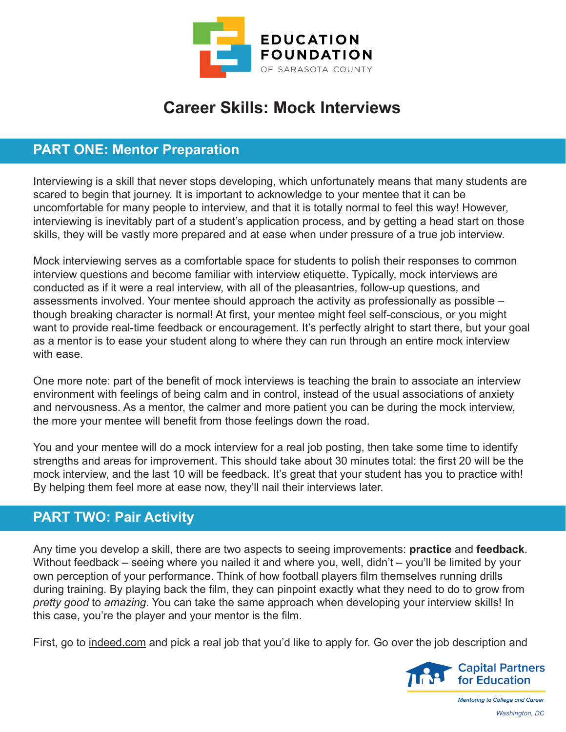# Career Skills: Mock Interviews

## PART ONE: Mentor Preparation

Interviewing is a skill that never stops developing, which unfortunately means that many students are scared to begin that journey. It is important to acknowledge to your mentee that it can be uncomfortable for many people to interview, and that it is totally normal to feel this way! However, interviewing is inevitably part of a student's application process, and by getting a head start on those skills, they will be vastly more prepared and at ease when under pressure of a true job interview.

Mock interviewing serves as a comfortable space for students to polish their responses to common interview questions and become familiar with interview etiquette. Typically, mock interviews are conducted as if it were a real interview, with all of the pleasantries, follow-up questions, and assessments involved. Your mentee should approach the activity as professionally as possible – though breaking character is normal! At first, your mentee might feel self-conscious, or you might want to provide real-time feedback or encouragement. It's perfectly alright to start there, but your goal as a mentor is to ease your student along to where they can run through an entire mock interview with ease.

One more note: part of the benefit of mock interviews is teaching the brain to associate an interview environment with feelings of being calm and in control, instead of the usual associations of anxiety and nervousness. As a mentor, the calmer and more patient you can be during the mock interview, the more your mentee will benefit from those feelings down the road.

You and your mentee will do a mock interview for a real job posting, then take some time to identify strengths and areas for improvement. This should take about 30 minutes total: the first 20 will be the mock interview, and the last 10 will be feedback. It's great that your student has you to practice with! By helping them feel more at ease now, they'll nail their interviews later.

## PART TWO: Pair Activity

Any time you develop a skill, there are two aspects to seeing improvements: **practice** and **feedback**. Without feedback – seeing where you nailed it and where you, well, didn't – you'll be limited by your own perception of your performance. Think of how football players film themselves running drills during training. By playing back the film, they can pinpoint exactly what they need to do to grow from *pretty good* to *amazing*. You can take the same approach when developing your interview skills! In this case, you're the player and your mentor is the film.

First, go to indeed.com and pick a real job that you'd like to apply for. Go over the job description and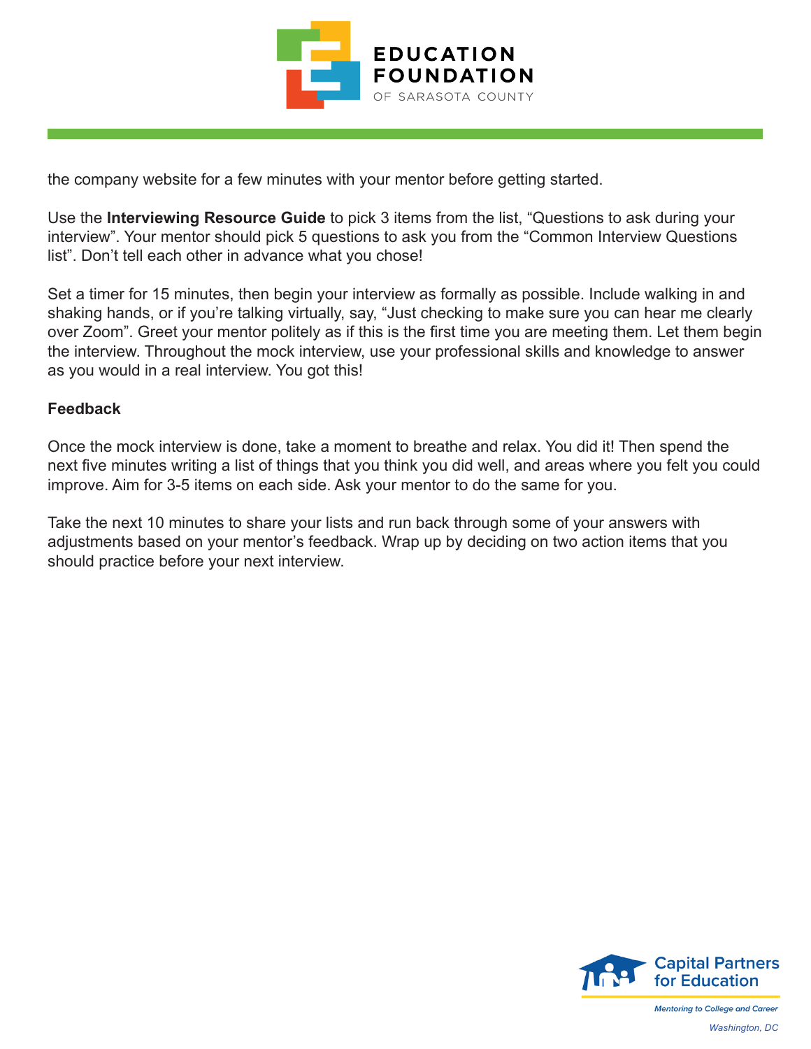the company website for a few minutes with your mentor before getting started.

Use the **Interviewing Resource Guide** to pick 3 items from the list, “Questions to ask during your interview”. Your mentor should pick 5 questions to ask you from the “Common Interview Questions list”. Don’t tell each other in advance what you chose!

Set a timer for 15 minutes, then begin your interview as formally as possible. Include walking in and shaking hands, or if you’re talking virtually, say, “Just checking to make sure you can hear me clearly over Zoom”. Greet your mentor politely as if this is the first time you are meeting them. Let them begin the interview. Throughout the mock interview, use your professional skills and knowledge to answer as you would in a real interview. You got this!

**Feedback**

Once the mock interview is done, take a moment to breathe and relax. You did it! Then spend the next five minutes writing a list of things that you think you did well, and areas where you felt you could improve. Aim for 3-5 items on each side. Ask your mentor to do the same for you.

Take the next 10 minutes to share your lists and run back through some of your answers with adjustments based on your mentor’s feedback. Wrap up by deciding on two action items that you should practice before your next interview.